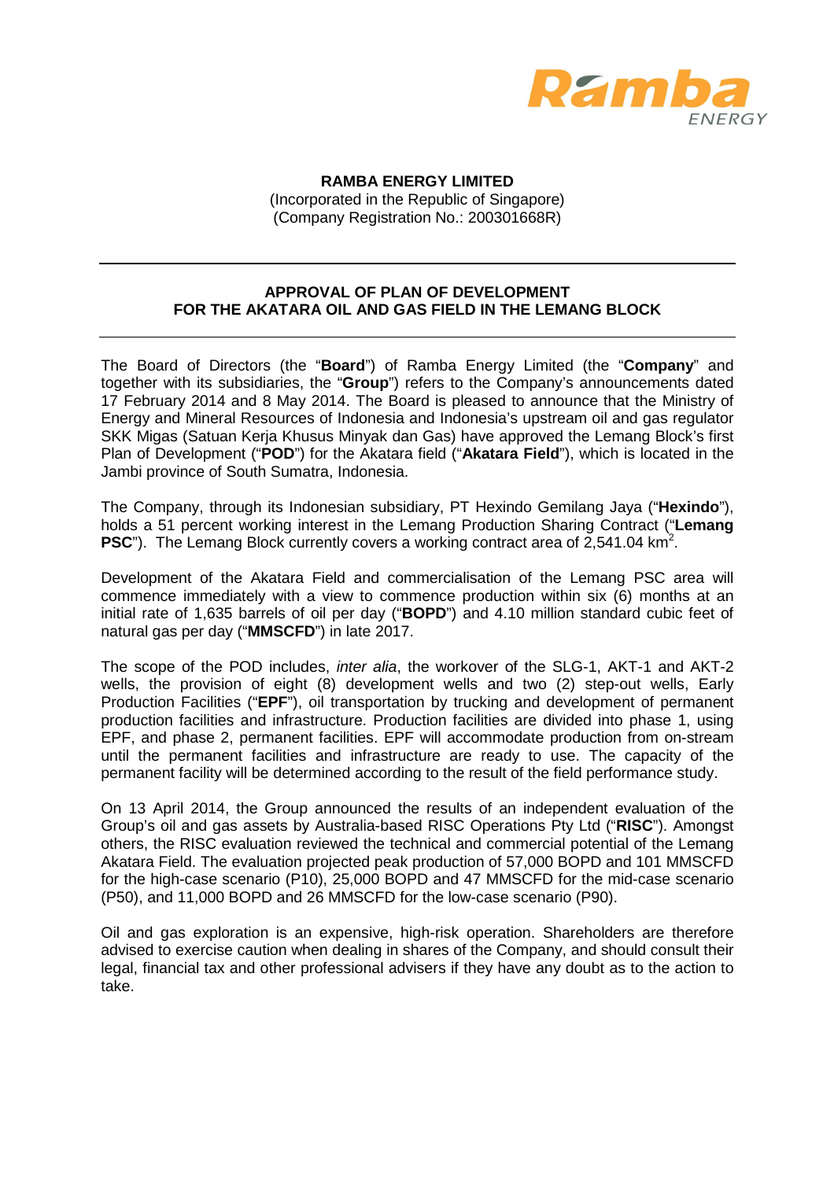**RAMBA ENERGY LIMITED**
(Incorporated in the Republic of Singapore)
(Company Registration No.: 200301668R)

---

## APPROVAL OF PLAN OF DEVELOPMENT FOR THE AKATARA OIL AND GAS FIELD IN THE LEMANG BLOCK

---

The Board of Directors (the "**Board**") of Ramba Energy Limited (the "**Company**" and together with its subsidiaries, the "**Group**") refers to the Company's announcements dated 17 February 2014 and 8 May 2014. The Board is pleased to announce that the Ministry of Energy and Mineral Resources of Indonesia and Indonesia's upstream oil and gas regulator SKK Migas (Satuan Kerja Khusus Minyak dan Gas) have approved the Lemang Block's first Plan of Development ("**POD**") for the Akatara field ("**Akatara Field**"), which is located in the Jambi province of South Sumatra, Indonesia.

The Company, through its Indonesian subsidiary, PT Hexindo Gemilang Jaya ("**Hexindo**"), holds a 51 percent working interest in the Lemang Production Sharing Contract ("**Lemang PSC**"). The Lemang Block currently covers a working contract area of 2,541.04 $km^2$.

Development of the Akatara Field and commercialisation of the Lemang PSC area will commence immediately with a view to commence production within six (6) months at an initial rate of 1,635 barrels of oil per day ("**BOPD**") and 4.10 million standard cubic feet of natural gas per day ("**MMSCFD**") in late 2017.

The scope of the POD includes, *inter alia*, the workover of the SLG-1, AKT-1 and AKT-2 wells, the provision of eight (8) development wells and two (2) step-out wells, Early Production Facilities ("**EPF**"), oil transportation by trucking and development of permanent production facilities and infrastructure. Production facilities are divided into phase 1, using EPF, and phase 2, permanent facilities. EPF will accommodate production from on-stream until the permanent facilities and infrastructure are ready to use. The capacity of the permanent facility will be determined according to the result of the field performance study.

On 13 April 2014, the Group announced the results of an independent evaluation of the Group's oil and gas assets by Australia-based RISC Operations Pty Ltd ("**RISC**"). Amongst others, the RISC evaluation reviewed the technical and commercial potential of the Lemang Akatara Field. The evaluation projected peak production of 57,000 BOPD and 101 MMSCFD for the high-case scenario (P10), 25,000 BOPD and 47 MMSCFD for the mid-case scenario (P50), and 11,000 BOPD and 26 MMSCFD for the low-case scenario (P90).

Oil and gas exploration is an expensive, high-risk operation. Shareholders are therefore advised to exercise caution when dealing in shares of the Company, and should consult their legal, financial tax and other professional advisers if they have any doubt as to the action to take.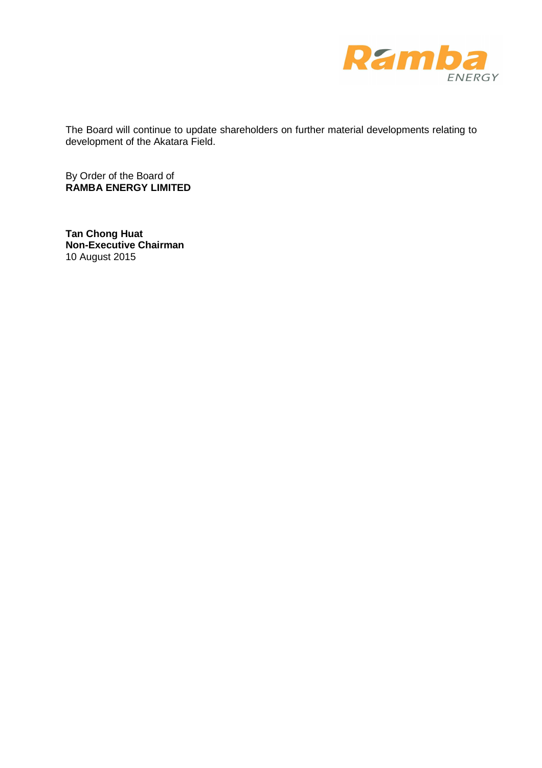The Board will continue to update shareholders on further material developments relating to development of the Akatara Field.

By Order of the Board of
**RAMBA ENERGY LIMITED**

**Tan Chong Huat**
**Non-Executive Chairman**
10 August 2015